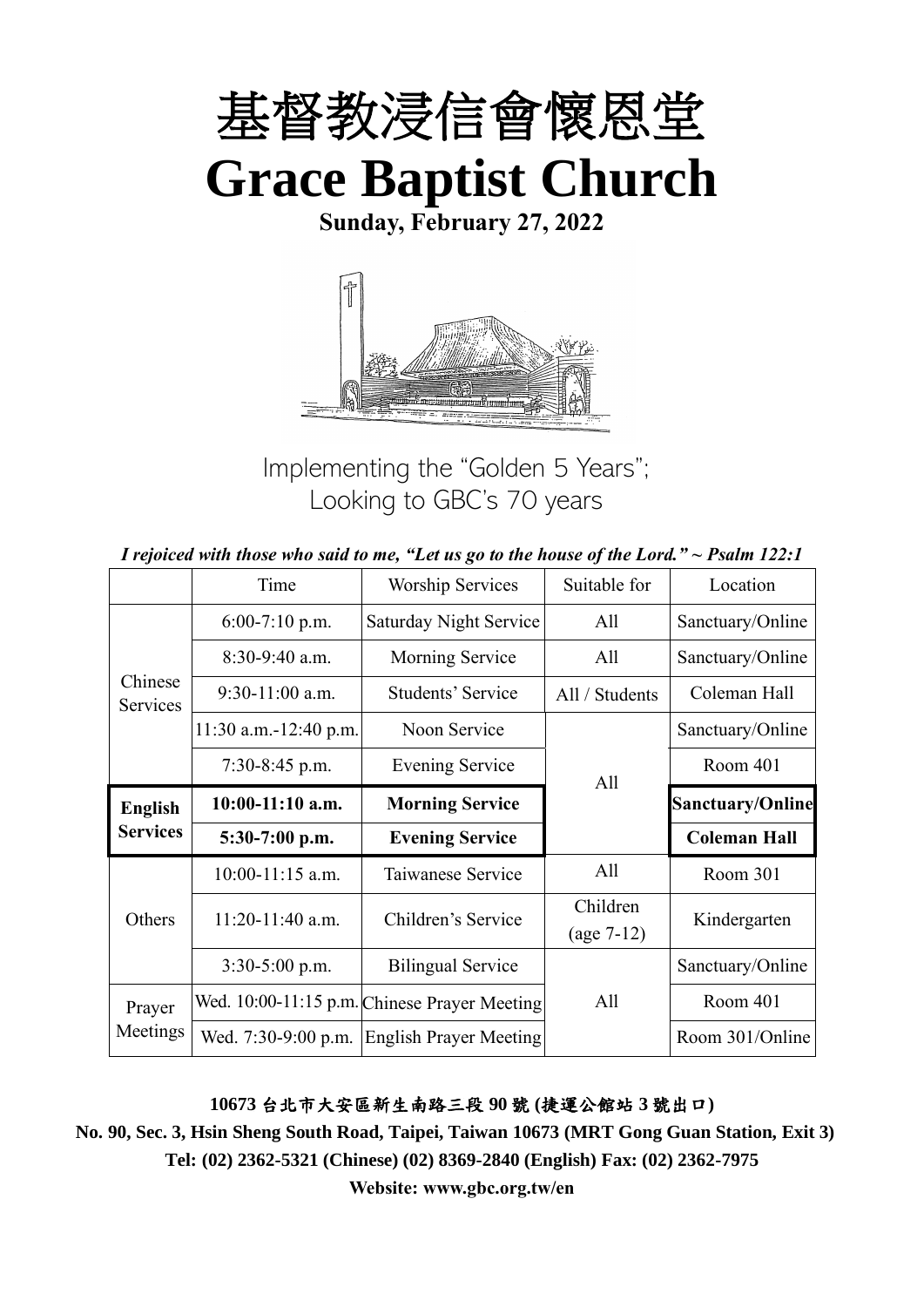# 基督教浸信會懷恩堂

# Grace Baptist Church

**Sunday, February 27, 2022**

Implementing the "Golden 5 Years";
Looking to GBC's 70 years

***I rejoiced with those who said to me, "Let us go to the house of the Lord." ~ Psalm 122:1***

| | Time | Worship Services | Suitable for | Location |
|---|---|---|---|---|
| Chinese Services | 6:00-7:10 p.m. | Saturday Night Service | All | Sanctuary/Online |
| | 8:30-9:40 a.m. | Morning Service | All | Sanctuary/Online |
| | 9:30-11:00 a.m. | Students' Service | All / Students | Coleman Hall |
| | 11:30 a.m.-12:40 p.m. | Noon Service | All | Sanctuary/Online |
| | 7:30-8:45 p.m. | Evening Service | | Room 401 |
| **English Services** | **10:00-11:10 a.m.** | **Morning Service** | | **Sanctuary/Online** |
| | **5:30-7:00 p.m.** | **Evening Service** | | **Coleman Hall** |
| Others | 10:00-11:15 a.m. | Taiwanese Service | All | Room 301 |
| | 11:20-11:40 a.m. | Children's Service | Children (age 7-12) | Kindergarten |
| | 3:30-5:00 p.m. | Bilingual Service | All | Sanctuary/Online |
| Prayer Meetings | Wed. 10:00-11:15 p.m. | Chinese Prayer Meeting | | Room 401 |
| | Wed. 7:30-9:00 p.m. | English Prayer Meeting | | Room 301/Online |

**10673 台北市大安區新生南路三段 90 號 (捷運公館站 3 號出口)**

**No. 90, Sec. 3, Hsin Sheng South Road, Taipei, Taiwan 10673 (MRT Gong Guan Station, Exit 3)**

**Tel: (02) 2362-5321 (Chinese) (02) 8369-2840 (English) Fax: (02) 2362-7975**

**Website: www.gbc.org.tw/en**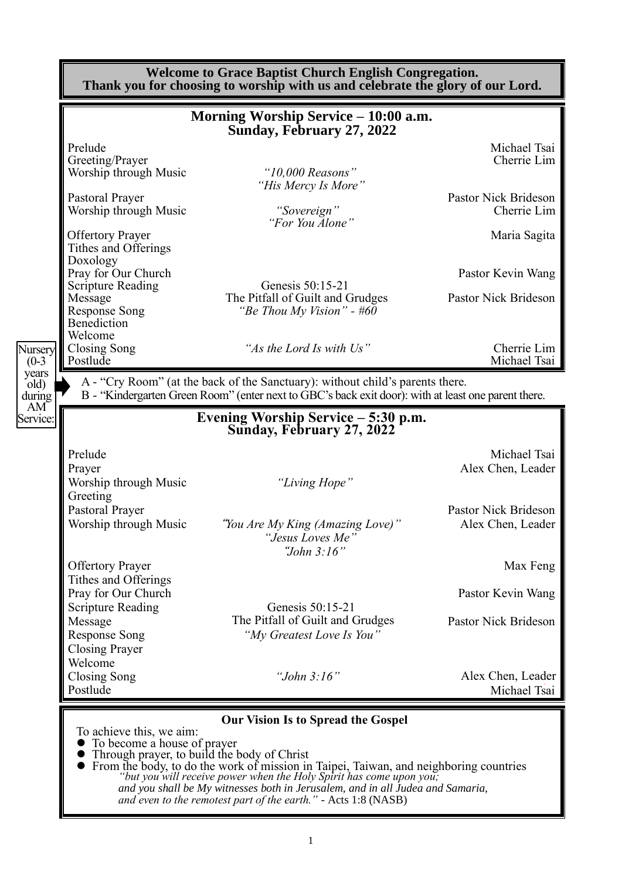**Welcome to Grace Baptist Church English Congregation.**
**Thank you for choosing to worship with us and celebrate the glory of our Lord.**

## Morning Worship Service – 10:00 a.m.
## Sunday, February 27, 2022

| | | |
|---|---|---|
| Prelude | | Michael Tsai |
| Greeting/Prayer | | Cherrie Lim |
| Worship through Music | *"10,000 Reasons"* *"His Mercy Is More"* | |
| Pastoral Prayer | | Pastor Nick Brideson |
| Worship through Music | *"Sovereign"* *"For You Alone"* | Cherrie Lim |
| Offertory Prayer | | Maria Sagita |
| Tithes and Offerings | | |
| Doxology | | |
| Pray for Our Church | | Pastor Kevin Wang |
| Scripture Reading | Genesis 50:15-21 | |
| Message | The Pitfall of Guilt and Grudges | Pastor Nick Brideson |
| Response Song | *"Be Thou My Vision" - #60* | |
| Benediction | | |
| Welcome | | |
| Closing Song | *"As the Lord Is with Us"* | Cherrie Lim |
| Postlude | | Michael Tsai |

Nursery (0-3 years old) during AM Service:

A - "Cry Room" (at the back of the Sanctuary): without child's parents there.
B - "Kindergarten Green Room" (enter next to GBC's back exit door): with at least one parent there.

## Evening Worship Service – 5:30 p.m.
## Sunday, February 27, 2022

| | | |
|---|---|---|
| Prelude | | Michael Tsai |
| Prayer | | Alex Chen, Leader |
| Worship through Music | *"Living Hope"* | |
| Greeting | | |
| Pastoral Prayer | | Pastor Nick Brideson |
| Worship through Music | *"You Are My King (Amazing Love)"* *"Jesus Loves Me"* *"John 3:16"* | Alex Chen, Leader |
| Offertory Prayer | | Max Feng |
| Tithes and Offerings | | |
| Pray for Our Church | | Pastor Kevin Wang |
| Scripture Reading | Genesis 50:15-21 | |
| Message | The Pitfall of Guilt and Grudges | Pastor Nick Brideson |
| Response Song | *"My Greatest Love Is You"* | |
| Closing Prayer | | |
| Welcome | | |
| Closing Song | *"John 3:16"* | Alex Chen, Leader |
| Postlude | | Michael Tsai |

**Our Vision Is to Spread the Gospel**

To achieve this, we aim:

- To become a house of prayer
- Through prayer, to build the body of Christ
- From the body, to do the work of mission in Taipei, Taiwan, and neighboring countries

*"but you will receive power when the Holy Spirit has come upon you; and you shall be My witnesses both in Jerusalem, and in all Judea and Samaria, and even to the remotest part of the earth."* - Acts 1:8 (NASB)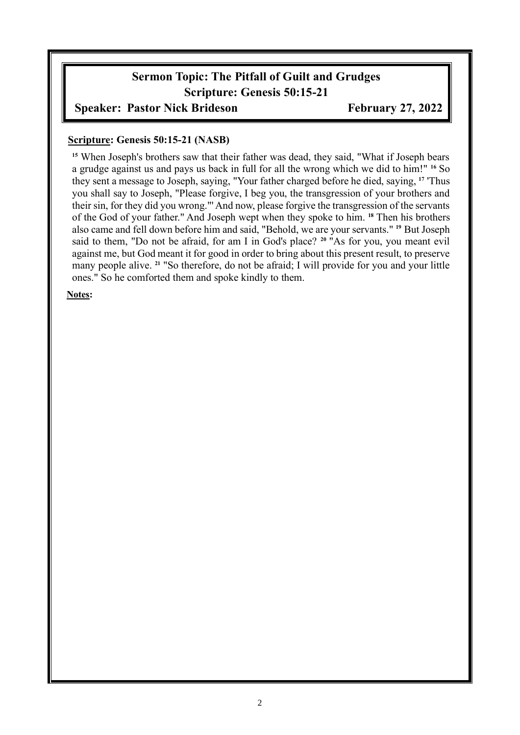## Sermon Topic: The Pitfall of Guilt and Grudges
## Scripture: Genesis 50:15-21

**Speaker: Pastor Nick Brideson** **February 27, 2022**

**Scripture: Genesis 50:15-21 (NASB)**

[15] When Joseph's brothers saw that their father was dead, they said, "What if Joseph bears a grudge against us and pays us back in full for all the wrong which we did to him!" [16] So they sent a message to Joseph, saying, "Your father charged before he died, saying, [17] 'Thus you shall say to Joseph, "Please forgive, I beg you, the transgression of your brothers and their sin, for they did you wrong."' And now, please forgive the transgression of the servants of the God of your father." And Joseph wept when they spoke to him. [18] Then his brothers also came and fell down before him and said, "Behold, we are your servants." [19] But Joseph said to them, "Do not be afraid, for am I in God's place? [20] "As for you, you meant evil against me, but God meant it for good in order to bring about this present result, to preserve many people alive. [21] "So therefore, do not be afraid; I will provide for you and your little ones." So he comforted them and spoke kindly to them.

**Notes:**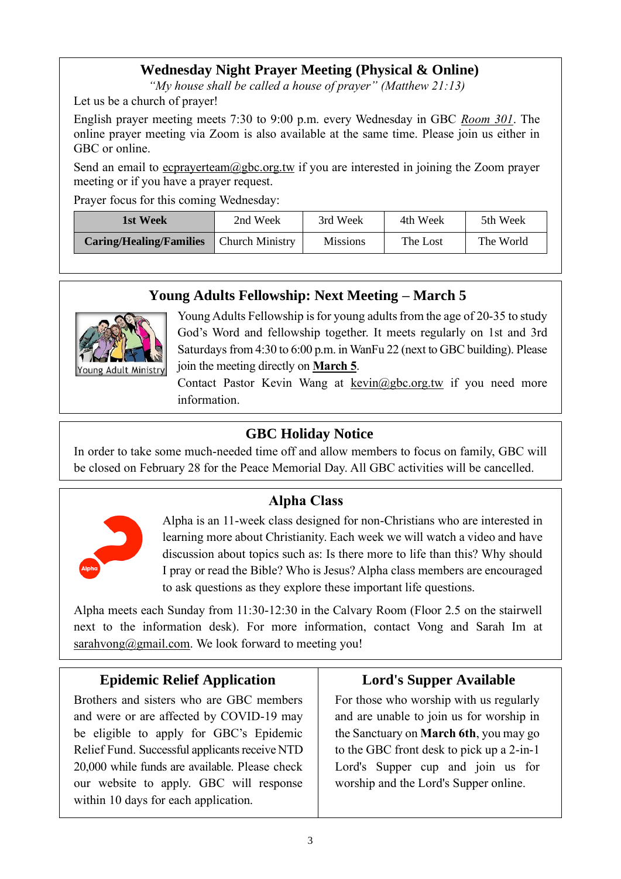## Wednesday Night Prayer Meeting (Physical & Online)

*"My house shall be called a house of prayer" (Matthew 21:13)*

Let us be a church of prayer!

English prayer meeting meets 7:30 to 9:00 p.m. every Wednesday in GBC *Room 301*. The online prayer meeting via Zoom is also available at the same time. Please join us either in GBC or online.

Send an email to ecprayerteam@gbc.org.tw if you are interested in joining the Zoom prayer meeting or if you have a prayer request.

Prayer focus for this coming Wednesday:

| **1st Week** | 2nd Week | 3rd Week | 4th Week | 5th Week |
|---|---|---|---|---|
| **Caring/Healing/Families** | Church Ministry | Missions | The Lost | The World |

## Young Adults Fellowship: Next Meeting – March 5

Young Adult Ministry

Young Adults Fellowship is for young adults from the age of 20-35 to study God's Word and fellowship together. It meets regularly on 1st and 3rd Saturdays from 4:30 to 6:00 p.m. in WanFu 22 (next to GBC building). Please join the meeting directly on **March 5**.

Contact Pastor Kevin Wang at kevin@gbc.org.tw if you need more information.

## GBC Holiday Notice

In order to take some much-needed time off and allow members to focus on family, GBC will be closed on February 28 for the Peace Memorial Day. All GBC activities will be cancelled.

## Alpha Class

Alpha is an 11-week class designed for non-Christians who are interested in learning more about Christianity. Each week we will watch a video and have discussion about topics such as: Is there more to life than this? Why should I pray or read the Bible? Who is Jesus? Alpha class members are encouraged to ask questions as they explore these important life questions.

Alpha meets each Sunday from 11:30-12:30 in the Calvary Room (Floor 2.5 on the stairwell next to the information desk). For more information, contact Vong and Sarah Im at sarahvong@gmail.com. We look forward to meeting you!

## Epidemic Relief Application

Brothers and sisters who are GBC members and were or are affected by COVID-19 may be eligible to apply for GBC's Epidemic Relief Fund. Successful applicants receive NTD 20,000 while funds are available. Please check our website to apply. GBC will response within 10 days for each application.

## Lord's Supper Available

For those who worship with us regularly and are unable to join us for worship in the Sanctuary on **March 6th**, you may go to the GBC front desk to pick up a 2-in-1 Lord's Supper cup and join us for worship and the Lord's Supper online.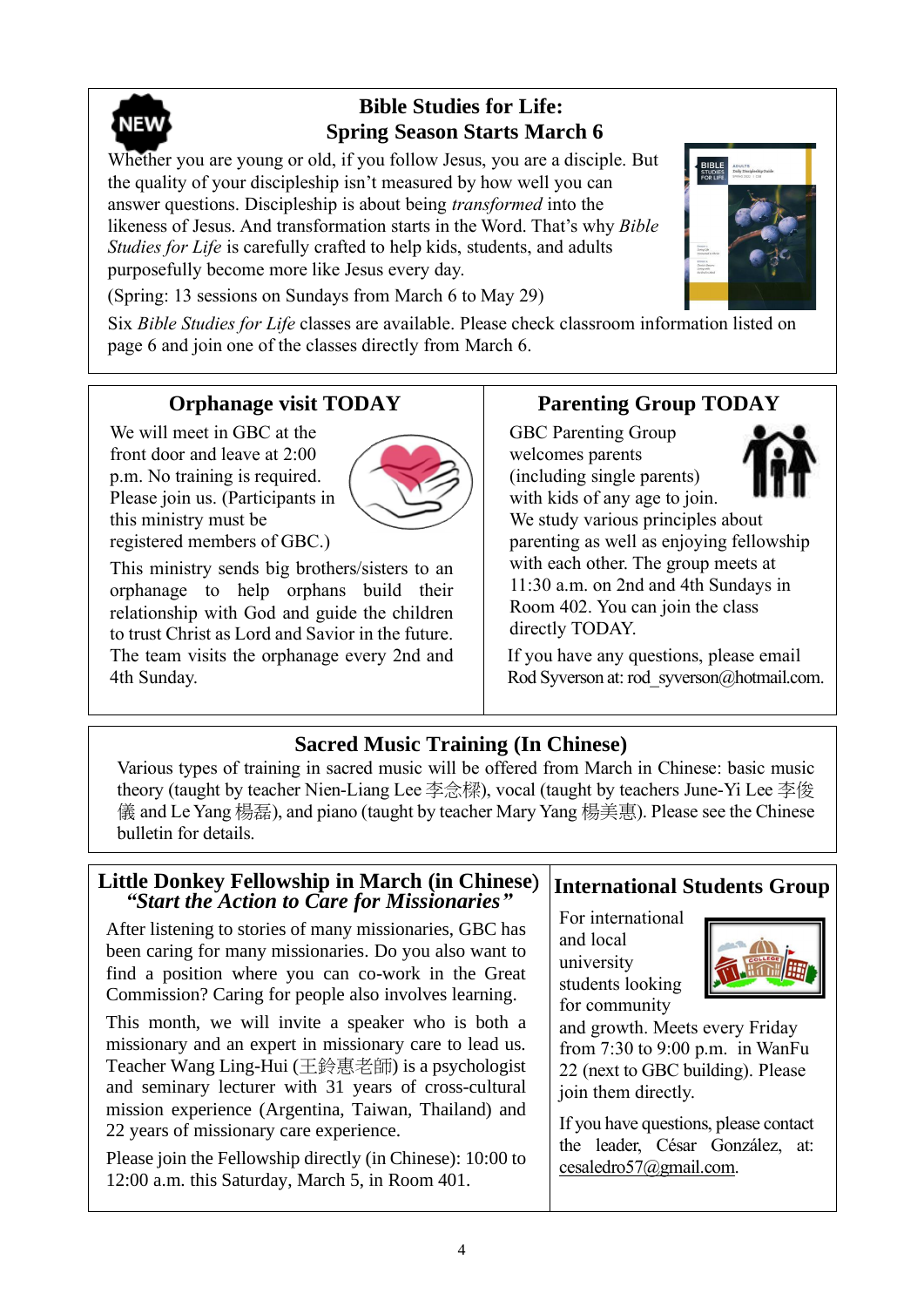## Bible Studies for Life: Spring Season Starts March 6

NEW

Whether you are young or old, if you follow Jesus, you are a disciple. But the quality of your discipleship isn't measured by how well you can answer questions. Discipleship is about being *transformed* into the likeness of Jesus. And transformation starts in the Word. That's why *Bible Studies for Life* is carefully crafted to help kids, students, and adults purposefully become more like Jesus every day.

(Spring: 13 sessions on Sundays from March 6 to May 29)

Six *Bible Studies for Life* classes are available. Please check classroom information listed on page 6 and join one of the classes directly from March 6.

## Orphanage visit TODAY

We will meet in GBC at the front door and leave at 2:00 p.m. No training is required. Please join us. (Participants in this ministry must be registered members of GBC.)

This ministry sends big brothers/sisters to an orphanage to help orphans build their relationship with God and guide the children to trust Christ as Lord and Savior in the future. The team visits the orphanage every 2nd and 4th Sunday.

## Parenting Group TODAY

GBC Parenting Group welcomes parents (including single parents) with kids of any age to join. We study various principles about parenting as well as enjoying fellowship with each other. The group meets at 11:30 a.m. on 2nd and 4th Sundays in Room 402. You can join the class directly TODAY.

If you have any questions, please email Rod Syverson at: rod_syverson@hotmail.com.

## Sacred Music Training (In Chinese)

Various types of training in sacred music will be offered from March in Chinese: basic music theory (taught by teacher Nien-Liang Lee 李念樑), vocal (taught by teachers June-Yi Lee 李俊儀 and Le Yang 楊磊), and piano (taught by teacher Mary Yang 楊美惠). Please see the Chinese bulletin for details.

## Little Donkey Fellowship in March (in Chinese)

### *"Start the Action to Care for Missionaries"*

After listening to stories of many missionaries, GBC has been caring for many missionaries. Do you also want to find a position where you can co-work in the Great Commission? Caring for people also involves learning.

This month, we will invite a speaker who is both a missionary and an expert in missionary care to lead us. Teacher Wang Ling-Hui (王鈴惠老師) is a psychologist and seminary lecturer with 31 years of cross-cultural mission experience (Argentina, Taiwan, Thailand) and 22 years of missionary care experience.

Please join the Fellowship directly (in Chinese): 10:00 to 12:00 a.m. this Saturday, March 5, in Room 401.

## International Students Group

For international and local university students looking for community and growth. Meets every Friday from 7:30 to 9:00 p.m. in WanFu 22 (next to GBC building). Please join them directly.

If you have questions, please contact the leader, César González, at: cesaledro57@gmail.com.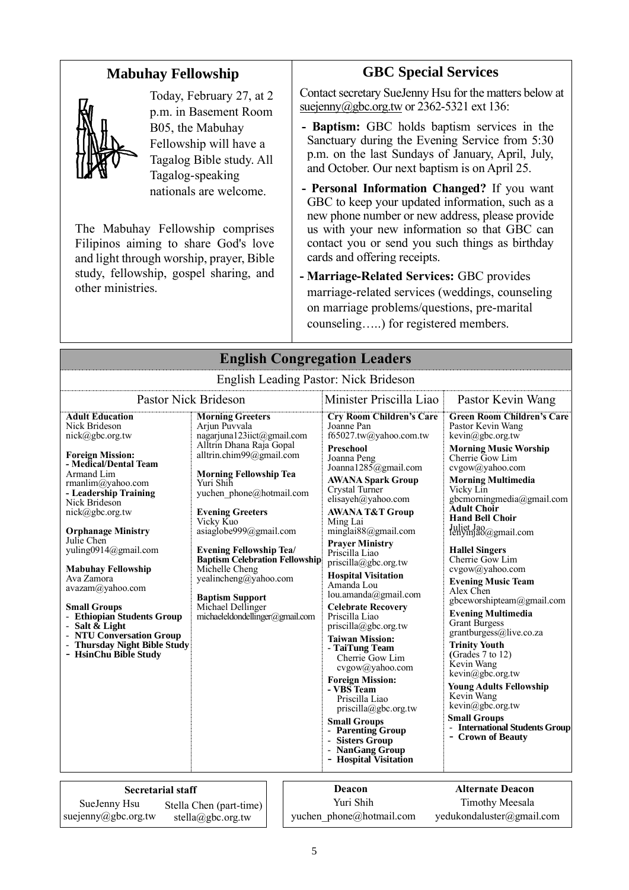## Mabuhay Fellowship

Today, February 27, at 2 p.m. in Basement Room B05, the Mabuhay Fellowship will have a Tagalog Bible study. All Tagalog-speaking nationals are welcome.

The Mabuhay Fellowship comprises Filipinos aiming to share God's love and light through worship, prayer, Bible study, fellowship, gospel sharing, and other ministries.

## GBC Special Services

Contact secretary SueJenny Hsu for the matters below at suejenny@gbc.org.tw or 2362-5321 ext 136:

- **Baptism:** GBC holds baptism services in the Sanctuary during the Evening Service from 5:30 p.m. on the last Sundays of January, April, July, and October. Our next baptism is on April 25.
- **Personal Information Changed?** If you want GBC to keep your updated information, such as a new phone number or new address, please provide us with your new information so that GBC can contact you or send you such things as birthday cards and offering receipts.
- **Marriage-Related Services:** GBC provides marriage-related services (weddings, counseling on marriage problems/questions, pre-marital counseling…..) for registered members.

## English Congregation Leaders

English Leading Pastor: Nick Brideson

### Pastor Nick Brideson

**Adult Education**
Nick Brideson
nick@gbc.org.tw

**Foreign Mission:**
**- Medical/Dental Team**
Armand Lim
rmanlim@yahoo.com
**- Leadership Training**
Nick Brideson
nick@gbc.org.tw

**Orphanage Ministry**
Julie Chen
yuling0914@gmail.com

**Mabuhay Fellowship**
Ava Zamora
avazam@yahoo.com

**Small Groups**
- **Ethiopian Students Group**
- **Salt & Light**
- **NTU Conversation Group**
- **Thursday Night Bible Study**
- **HsinChu Bible Study**

**Morning Greeters**
Arjun Puvvala
nagarjuna123iict@gmail.com
Alltrin Dhana Raja Gopal
alltrin.chim99@gmail.com

**Morning Fellowship Tea**
Yuri Shih
yuchen_phone@hotmail.com

**Evening Greeters**
Vicky Kuo
asiaglobe999@gmail.com

**Evening Fellowship Tea/ Baptism Celebration Fellowship**
Michelle Cheng
yealincheng@yahoo.com

**Baptism Support**
Michael Dellinger
michaeleldondellinger@gmail.com

### Minister Priscilla Liao

**Cry Room Children's Care**
Joanne Pan
f65027.tw@yahoo.com.tw

**Preschool**
Joanna Peng
Joanna1285@gmail.com

**AWANA Spark Group**
Crystal Turner
elisayeh@yahoo.com

**AWANA T&T Group**
Ming Lai
minglai88@gmail.com

**Prayer Ministry**
Priscilla Liao
priscilla@gbc.org.tw

**Hospital Visitation**
Amanda Lou
lou.amanda@gmail.com

**Celebrate Recovery**
Priscilla Liao
priscilla@gbc.org.tw

**Taiwan Mission:**
- **TaiTung Team**
Cherrie Gow Lim
cvgow@yahoo.com

**Foreign Mission:**
- **VBS Team**
Priscilla Liao
priscilla@gbc.org.tw

**Small Groups**
- **Parenting Group**
- **Sisters Group**
- **NanGang Group**
- **Hospital Visitation**

### Pastor Kevin Wang

**Green Room Children's Care**
Pastor Kevin Wang
kevin@gbc.org.tw

**Morning Music Worship**
Cherrie Gow Lim
cvgow@yahoo.com

**Morning Multimedia**
Vicky Lin
gbcmorningmedia@gmail.com

**Adult Choir**
**Hand Bell Choir**
Juliet Jao
lenyinjao@gmail.com

**Hallel Singers**
Cherrie Gow Lim
cvgow@yahoo.com

**Evening Music Team**
Alex Chen
gbceworshipteam@gmail.com

**Evening Multimedia**
Grant Burgess
grantburgess@live.co.za

**Trinity Youth**
(Grades 7 to 12)
Kevin Wang
kevin@gbc.org.tw

**Young Adults Fellowship**
Kevin Wang
kevin@gbc.org.tw

**Small Groups**
- **International Students Group**
- **Crown of Beauty**

### Secretarial staff

SueJenny Hsu
suejenny@gbc.org.tw

Stella Chen (part-time)
stella@gbc.org.tw

### Deacon

Yuri Shih
yuchen_phone@hotmail.com

### Alternate Deacon

Timothy Meesala
yedukondaluster@gmail.com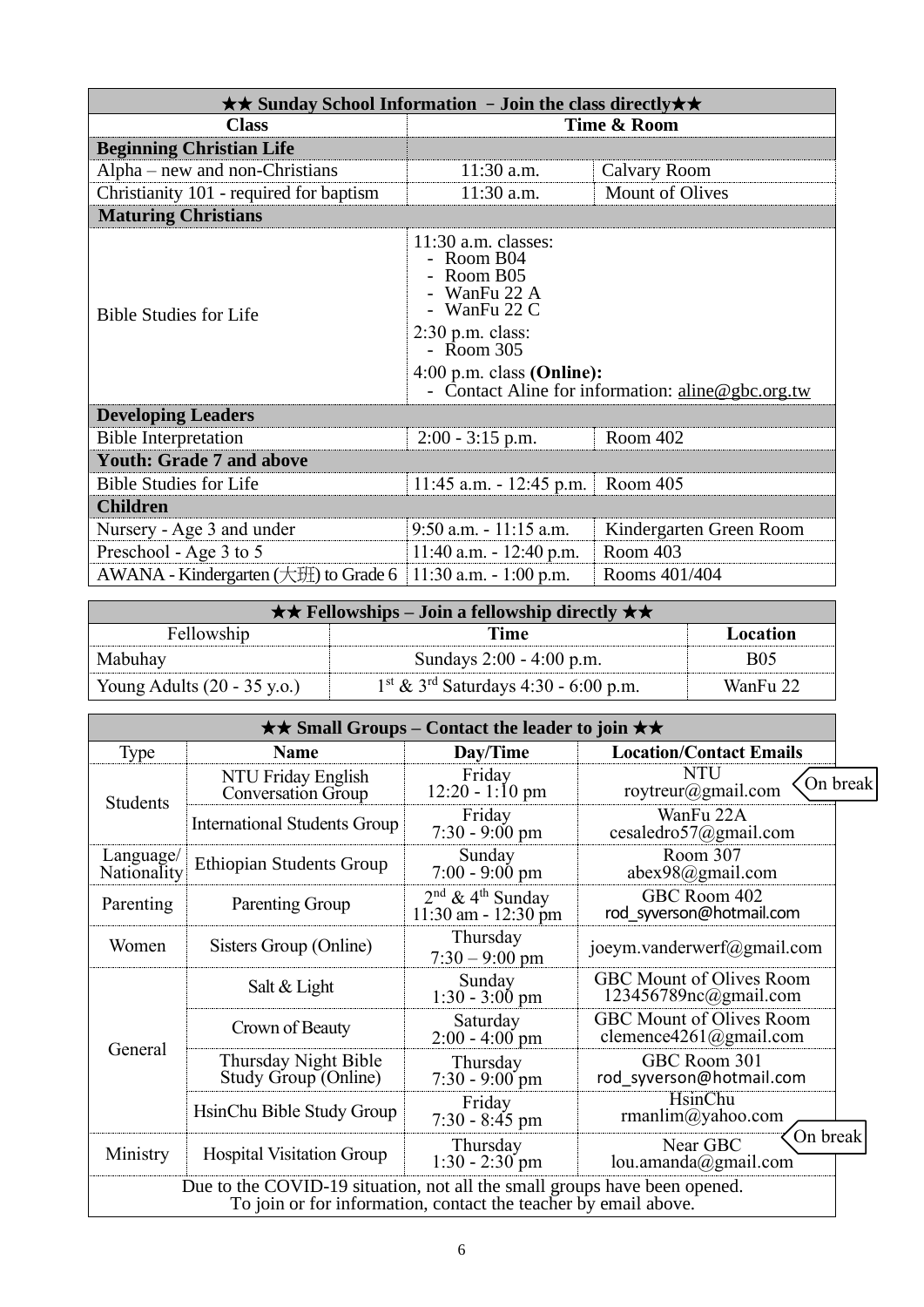| ★★ Sunday School Information – Join the class directly★★ | | |
|---|---|---|
| **Class** | **Time & Room** | |
| **Beginning Christian Life** | | |
| Alpha – new and non-Christians | 11:30 a.m. | Calvary Room |
| Christianity 101 - required for baptism | 11:30 a.m. | Mount of Olives |
| **Maturing Christians** | | |
| Bible Studies for Life | 11:30 a.m. classes: - Room B04 - Room B05 - WanFu 22 A - WanFu 22 C 2:30 p.m. class: - Room 305 4:00 p.m. class **(Online):** - Contact Aline for information: aline@gbc.org.tw | |
| **Developing Leaders** | | |
| Bible Interpretation | 2:00 - 3:15 p.m. | Room 402 |
| **Youth: Grade 7 and above** | | |
| Bible Studies for Life | 11:45 a.m. - 12:45 p.m. | Room 405 |
| **Children** | | |
| Nursery - Age 3 and under | 9:50 a.m. - 11:15 a.m. | Kindergarten Green Room |
| Preschool - Age 3 to 5 | 11:40 a.m. - 12:40 p.m. | Room 403 |
| AWANA - Kindergarten (大班) to Grade 6 | 11:30 a.m. - 1:00 p.m. | Rooms 401/404 |

| ★★ Fellowships – Join a fellowship directly ★★ | | |
|---|---|---|
| Fellowship | **Time** | **Location** |
| Mabuhay | Sundays 2:00 - 4:00 p.m. | B05 |
| Young Adults (20 - 35 y.o.) | 1st & 3rd Saturdays 4:30 - 6:00 p.m. | WanFu 22 |

| ★★ Small Groups – Contact the leader to join ★★ | | | |
|---|---|---|---|
| Type | **Name** | **Day/Time** | **Location/Contact Emails** |
| Students | NTU Friday English Conversation Group | Friday 12:20 - 1:10 pm | NTU roytreur@gmail.com (On break) |
| | International Students Group | Friday 7:30 - 9:00 pm | WanFu 22A cesaledro57@gmail.com |
| Language/ Nationality | Ethiopian Students Group | Sunday 7:00 - 9:00 pm | Room 307 abex98@gmail.com |
| Parenting | Parenting Group | 2nd & 4th Sunday 11:30 am - 12:30 pm | GBC Room 402 rod_syverson@hotmail.com |
| Women | Sisters Group (Online) | Thursday 7:30 – 9:00 pm | joeym.vanderwerf@gmail.com |
| General | Salt & Light | Sunday 1:30 - 3:00 pm | GBC Mount of Olives Room 123456789nc@gmail.com |
| | Crown of Beauty | Saturday 2:00 - 4:00 pm | GBC Mount of Olives Room clemence4261@gmail.com |
| | Thursday Night Bible Study Group (Online) | Thursday 7:30 - 9:00 pm | GBC Room 301 rod_syverson@hotmail.com |
| | HsinChu Bible Study Group | Friday 7:30 - 8:45 pm | HsinChu rmanlim@yahoo.com |
| Ministry | Hospital Visitation Group | Thursday 1:30 - 2:30 pm | Near GBC lou.amanda@gmail.com (On break) |
| Due to the COVID-19 situation, not all the small groups have been opened. To join or for information, contact the teacher by email above. | | | |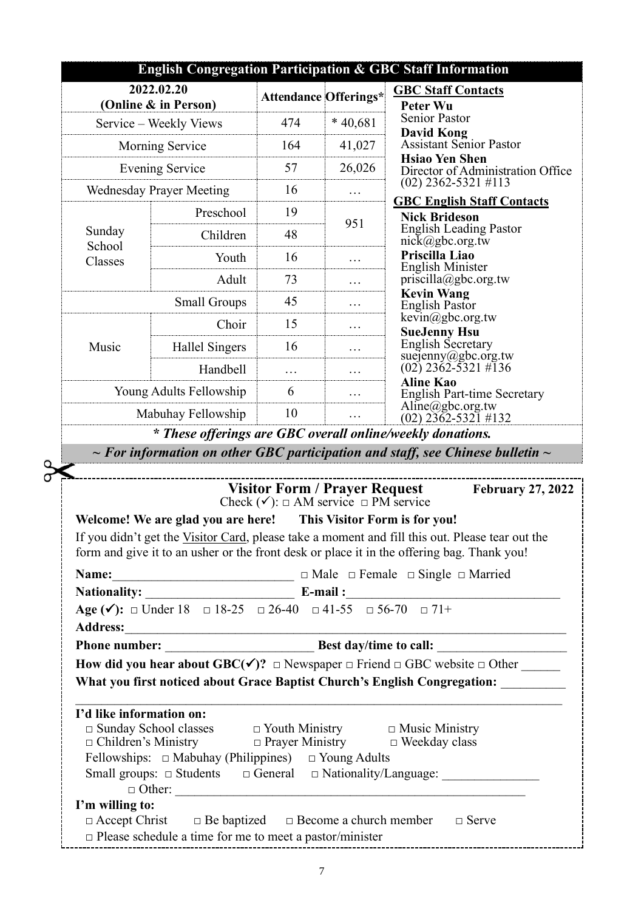## English Congregation Participation & GBC Staff Information

| 2022.02.20 (Online & in Person) | | Attendance | Offerings* |
|---|---|---|---|
| Service – Weekly Views | | 474 | * 40,681 |
| Morning Service | | 164 | 41,027 |
| Evening Service | | 57 | 26,026 |
| Wednesday Prayer Meeting | | 16 | … |
| Sunday School Classes | Preschool | 19 | 951 |
| | Children | 48 | |
| | Youth | 16 | … |
| | Adult | 73 | … |
| Small Groups | | 45 | … |
| Music | Choir | 15 | … |
| | Hallel Singers | 16 | … |
| | Handbell | … | … |
| Young Adults Fellowship | | 6 | … |
| Mabuhay Fellowship | | 10 | … |

***GBC Staff Contacts***

**Peter Wu**
Senior Pastor

**David Kong**
Assistant Senior Pastor

**Hsiao Yen Shen**
Director of Administration Office
(02) 2362-5321 #113

***GBC English Staff Contacts***

**Nick Brideson**
English Leading Pastor
nick@gbc.org.tw

**Priscilla Liao**
English Minister
priscilla@gbc.org.tw

**Kevin Wang**
English Pastor
kevin@gbc.org.tw

**SueJenny Hsu**
English Secretary
suejenny@gbc.org.tw
(02) 2362-5321 #136

**Aline Kao**
English Part-time Secretary
Aline@gbc.org.tw
(02) 2362-5321 #132

***\* These offerings are GBC overall online/weekly donations.***

***~ For information on other GBC participation and staff, see Chinese bulletin ~***

---

## Visitor Form / Prayer Request

**February 27, 2022**

Check (✓): □ AM service □ PM service

**Welcome! We are glad you are here! This Visitor Form is for you!**

If you didn't get the Visitor Card, please take a moment and fill this out. Please tear out the form and give it to an usher or the front desk or place it in the offering bag. Thank you!

**Name:**____________________________ □ Male □ Female □ Single □ Married

**Nationality:** _______________________ **E-mail :**________________________________

**Age (✓):** □ Under 18 □ 18-25 □ 26-40 □ 41-55 □ 56-70 □ 71+

**Address:**_____________________________________________________________________

**Phone number:** _______________________ **Best day/time to call:** ___________________

**How did you hear about GBC(✓)?** □ Newspaper □ Friend □ GBC website □ Other ______

**What you first noticed about Grace Baptist Church's English Congregation:** __________

_____________________________________________________________________________

**I'd like information on:**

□ Sunday School classes □ Youth Ministry □ Music Ministry
□ Children's Ministry □ Prayer Ministry □ Weekday class

Fellowships: □ Mabuhay (Philippines) □ Young Adults

Small groups: □ Students □ General □ Nationality/Language: _______________

□ Other: _______________________________________________________

**I'm willing to:**

□ Accept Christ □ Be baptized □ Become a church member □ Serve

□ Please schedule a time for me to meet a pastor/minister